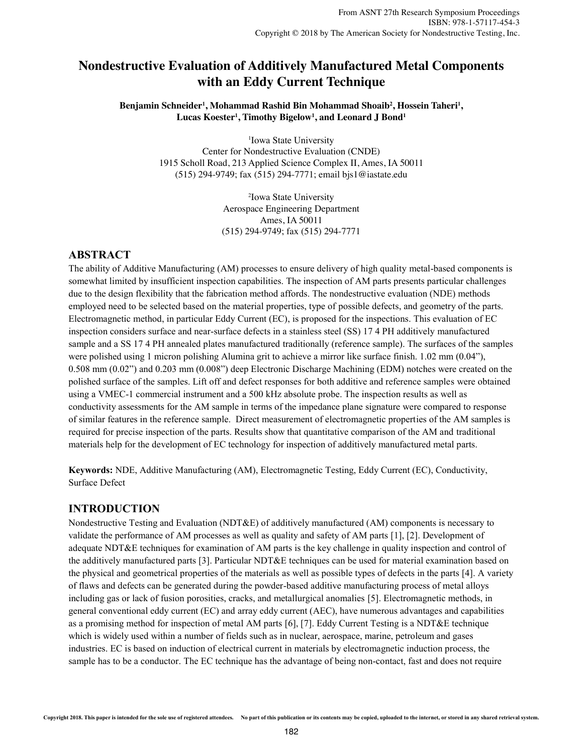# Nondestructive Evaluation of Additively Manufactured Metal Components with an Eddy Current Technique

**Benjamin Schneider[1], Mohammad Rashid Bin Mohammad Shoaib[2], Hossein Taheri[1], Lucas Koester[1], Timothy Bigelow[1], and Leonard J Bond[1]**

[1]Iowa State University
Center for Nondestructive Evaluation (CNDE)
1915 Scholl Road, 213 Applied Science Complex II, Ames, IA 50011
(515) 294-9749; fax (515) 294-7771; email bjs1@iastate.edu

[2]Iowa State University
Aerospace Engineering Department
Ames, IA 50011
(515) 294-9749; fax (515) 294-7771

## ABSTRACT

The ability of Additive Manufacturing (AM) processes to ensure delivery of high quality metal-based components is somewhat limited by insufficient inspection capabilities. The inspection of AM parts presents particular challenges due to the design flexibility that the fabrication method affords. The nondestructive evaluation (NDE) methods employed need to be selected based on the material properties, type of possible defects, and geometry of the parts. Electromagnetic method, in particular Eddy Current (EC), is proposed for the inspections. This evaluation of EC inspection considers surface and near-surface defects in a stainless steel (SS) 17 4 PH additively manufactured sample and a SS 17 4 PH annealed plates manufactured traditionally (reference sample). The surfaces of the samples were polished using 1 micron polishing Alumina grit to achieve a mirror like surface finish. 1.02 mm (0.04"), 0.508 mm (0.02") and 0.203 mm (0.008") deep Electronic Discharge Machining (EDM) notches were created on the polished surface of the samples. Lift off and defect responses for both additive and reference samples were obtained using a VMEC-1 commercial instrument and a 500 kHz absolute probe. The inspection results as well as conductivity assessments for the AM sample in terms of the impedance plane signature were compared to response of similar features in the reference sample. Direct measurement of electromagnetic properties of the AM samples is required for precise inspection of the parts. Results show that quantitative comparison of the AM and traditional materials help for the development of EC technology for inspection of additively manufactured metal parts.

**Keywords:** NDE, Additive Manufacturing (AM), Electromagnetic Testing, Eddy Current (EC), Conductivity, Surface Defect

## INTRODUCTION

Nondestructive Testing and Evaluation (NDT&E) of additively manufactured (AM) components is necessary to validate the performance of AM processes as well as quality and safety of AM parts [1], [2]. Development of adequate NDT&E techniques for examination of AM parts is the key challenge in quality inspection and control of the additively manufactured parts [3]. Particular NDT&E techniques can be used for material examination based on the physical and geometrical properties of the materials as well as possible types of defects in the parts [4]. A variety of flaws and defects can be generated during the powder-based additive manufacturing process of metal alloys including gas or lack of fusion porosities, cracks, and metallurgical anomalies [5]. Electromagnetic methods, in general conventional eddy current (EC) and array eddy current (AEC), have numerous advantages and capabilities as a promising method for inspection of metal AM parts [6], [7]. Eddy Current Testing is a NDT&E technique which is widely used within a number of fields such as in nuclear, aerospace, marine, petroleum and gases industries. EC is based on induction of electrical current in materials by electromagnetic induction process, the sample has to be a conductor. The EC technique has the advantage of being non-contact, fast and does not require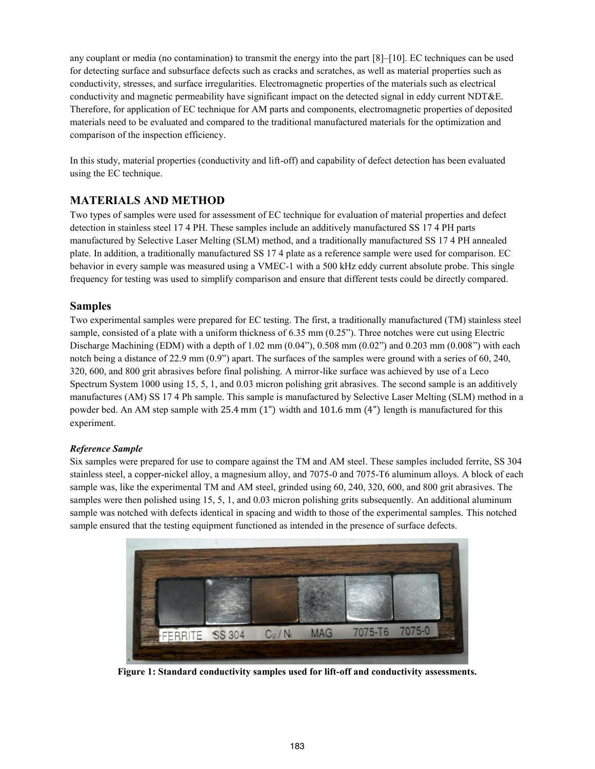any couplant or media (no contamination) to transmit the energy into the part [8]–[10]. EC techniques can be used for detecting surface and subsurface defects such as cracks and scratches, as well as material properties such as conductivity, stresses, and surface irregularities. Electromagnetic properties of the materials such as electrical conductivity and magnetic permeability have significant impact on the detected signal in eddy current NDT&E. Therefore, for application of EC technique for AM parts and components, electromagnetic properties of deposited materials need to be evaluated and compared to the traditional manufactured materials for the optimization and comparison of the inspection efficiency.

In this study, material properties (conductivity and lift-off) and capability of defect detection has been evaluated using the EC technique.

## MATERIALS AND METHOD

Two types of samples were used for assessment of EC technique for evaluation of material properties and defect detection in stainless steel 17 4 PH. These samples include an additively manufactured SS 17 4 PH parts manufactured by Selective Laser Melting (SLM) method, and a traditionally manufactured SS 17 4 PH annealed plate. In addition, a traditionally manufactured SS 17 4 plate as a reference sample were used for comparison. EC behavior in every sample was measured using a VMEC-1 with a 500 kHz eddy current absolute probe. This single frequency for testing was used to simplify comparison and ensure that different tests could be directly compared.

### Samples

Two experimental samples were prepared for EC testing. The first, a traditionally manufactured (TM) stainless steel sample, consisted of a plate with a uniform thickness of 6.35 mm (0.25"). Three notches were cut using Electric Discharge Machining (EDM) with a depth of 1.02 mm (0.04"), 0.508 mm (0.02") and 0.203 mm (0.008") with each notch being a distance of 22.9 mm (0.9") apart. The surfaces of the samples were ground with a series of 60, 240, 320, 600, and 800 grit abrasives before final polishing. A mirror-like surface was achieved by use of a Leco Spectrum System 1000 using 15, 5, 1, and 0.03 micron polishing grit abrasives. The second sample is an additively manufactures (AM) SS 17 4 Ph sample. This sample is manufactured by Selective Laser Melting (SLM) method in a powder bed. An AM step sample with 25.4 mm (1") width and 101.6 mm (4") length is manufactured for this experiment.

#### *Reference Sample*

Six samples were prepared for use to compare against the TM and AM steel. These samples included ferrite, SS 304 stainless steel, a copper-nickel alloy, a magnesium alloy, and 7075-0 and 7075-T6 aluminum alloys. A block of each sample was, like the experimental TM and AM steel, grinded using 60, 240, 320, 600, and 800 grit abrasives. The samples were then polished using 15, 5, 1, and 0.03 micron polishing grits subsequently. An additional aluminum sample was notched with defects identical in spacing and width to those of the experimental samples. This notched sample ensured that the testing equipment functioned as intended in the presence of surface defects.

**Figure 1: Standard conductivity samples used for lift-off and conductivity assessments.**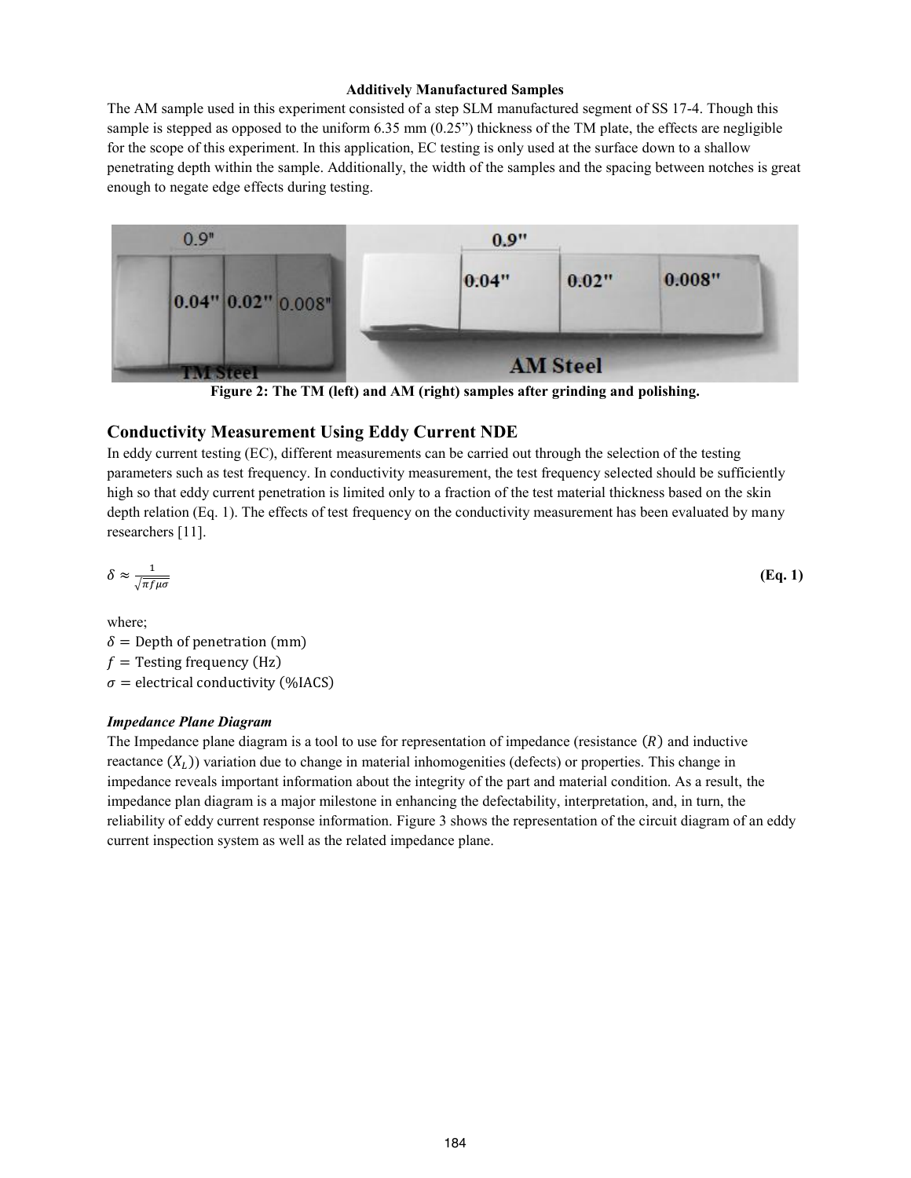**Additively Manufactured Samples**

The AM sample used in this experiment consisted of a step SLM manufactured segment of SS 17-4. Though this sample is stepped as opposed to the uniform 6.35 mm (0.25") thickness of the TM plate, the effects are negligible for the scope of this experiment. In this application, EC testing is only used at the surface down to a shallow penetrating depth within the sample. Additionally, the width of the samples and the spacing between notches is great enough to negate edge effects during testing.

**Figure 2: The TM (left) and AM (right) samples after grinding and polishing.**

## Conductivity Measurement Using Eddy Current NDE

In eddy current testing (EC), different measurements can be carried out through the selection of the testing parameters such as test frequency. In conductivity measurement, the test frequency selected should be sufficiently high so that eddy current penetration is limited only to a fraction of the test material thickness based on the skin depth relation (Eq. 1). The effects of test frequency on the conductivity measurement has been evaluated by many researchers [11].

$$\delta \approx \frac{1}{\sqrt{\pi f \mu \sigma}} \qquad \textbf{(Eq. 1)}$$

where;

$\delta$ = Depth of penetration (mm)

$f$ = Testing frequency (Hz)

$\sigma$ = electrical conductivity (%IACS)

### *Impedance Plane Diagram*

The Impedance plane diagram is a tool to use for representation of impedance (resistance ($R$) and inductive reactance ($X_L$)) variation due to change in material inhomogenities (defects) or properties. This change in impedance reveals important information about the integrity of the part and material condition. As a result, the impedance plan diagram is a major milestone in enhancing the defectability, interpretation, and, in turn, the reliability of eddy current response information. Figure 3 shows the representation of the circuit diagram of an eddy current inspection system as well as the related impedance plane.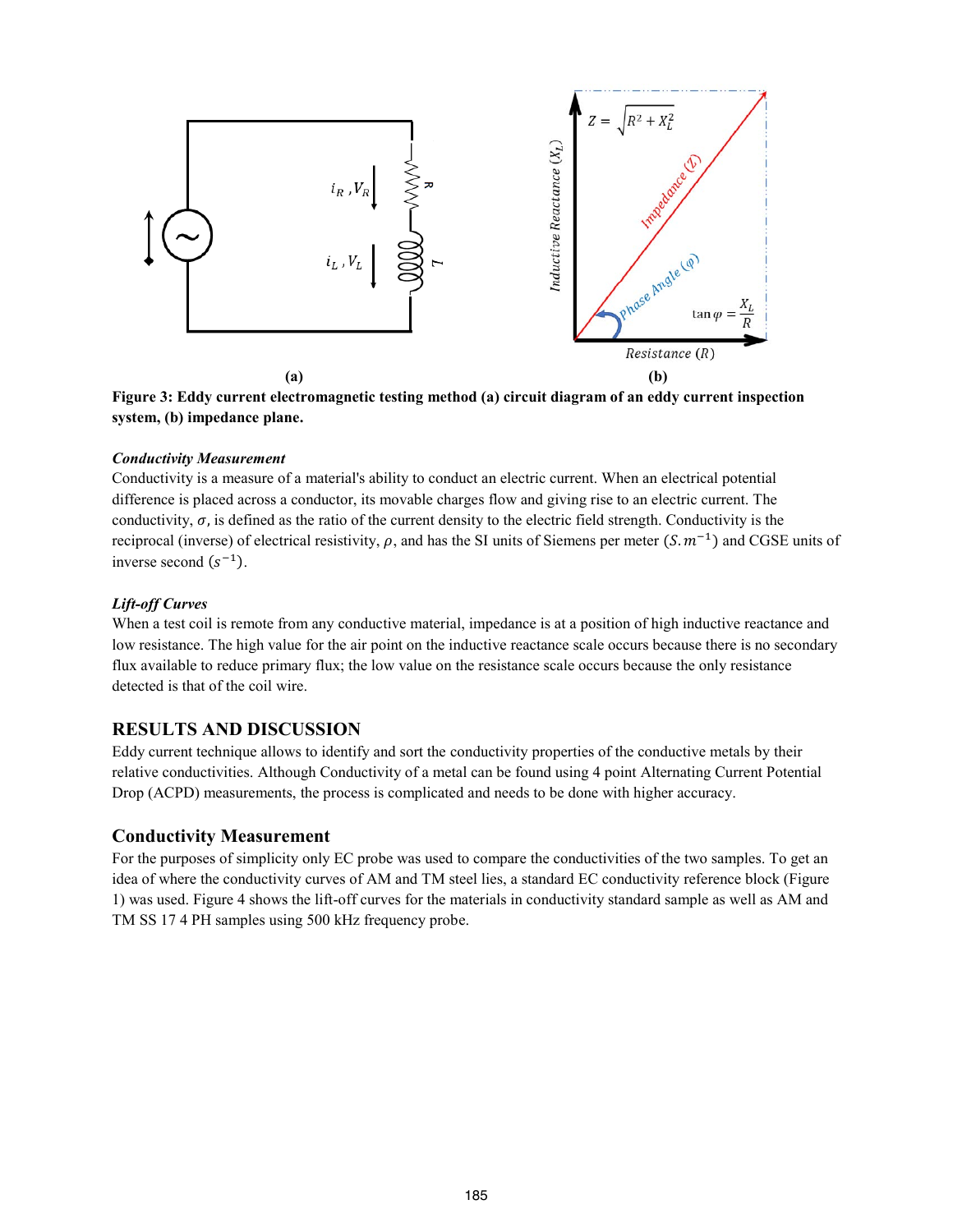**Figure 3: Eddy current electromagnetic testing method (a) circuit diagram of an eddy current inspection system, (b) impedance plane.**

### *Conductivity Measurement*

Conductivity is a measure of a material's ability to conduct an electric current. When an electrical potential difference is placed across a conductor, its movable charges flow and giving rise to an electric current. The conductivity, $\sigma$, is defined as the ratio of the current density to the electric field strength. Conductivity is the reciprocal (inverse) of electrical resistivity, $\rho$, and has the SI units of Siemens per meter ($S.m^{-1}$) and CGSE units of inverse second ($s^{-1}$).

### *Lift-off Curves*

When a test coil is remote from any conductive material, impedance is at a position of high inductive reactance and low resistance. The high value for the air point on the inductive reactance scale occurs because there is no secondary flux available to reduce primary flux; the low value on the resistance scale occurs because the only resistance detected is that of the coil wire.

## RESULTS AND DISCUSSION

Eddy current technique allows to identify and sort the conductivity properties of the conductive metals by their relative conductivities. Although Conductivity of a metal can be found using 4 point Alternating Current Potential Drop (ACPD) measurements, the process is complicated and needs to be done with higher accuracy.

### Conductivity Measurement

For the purposes of simplicity only EC probe was used to compare the conductivities of the two samples. To get an idea of where the conductivity curves of AM and TM steel lies, a standard EC conductivity reference block (Figure 1) was used. Figure 4 shows the lift-off curves for the materials in conductivity standard sample as well as AM and TM SS 17 4 PH samples using 500 kHz frequency probe.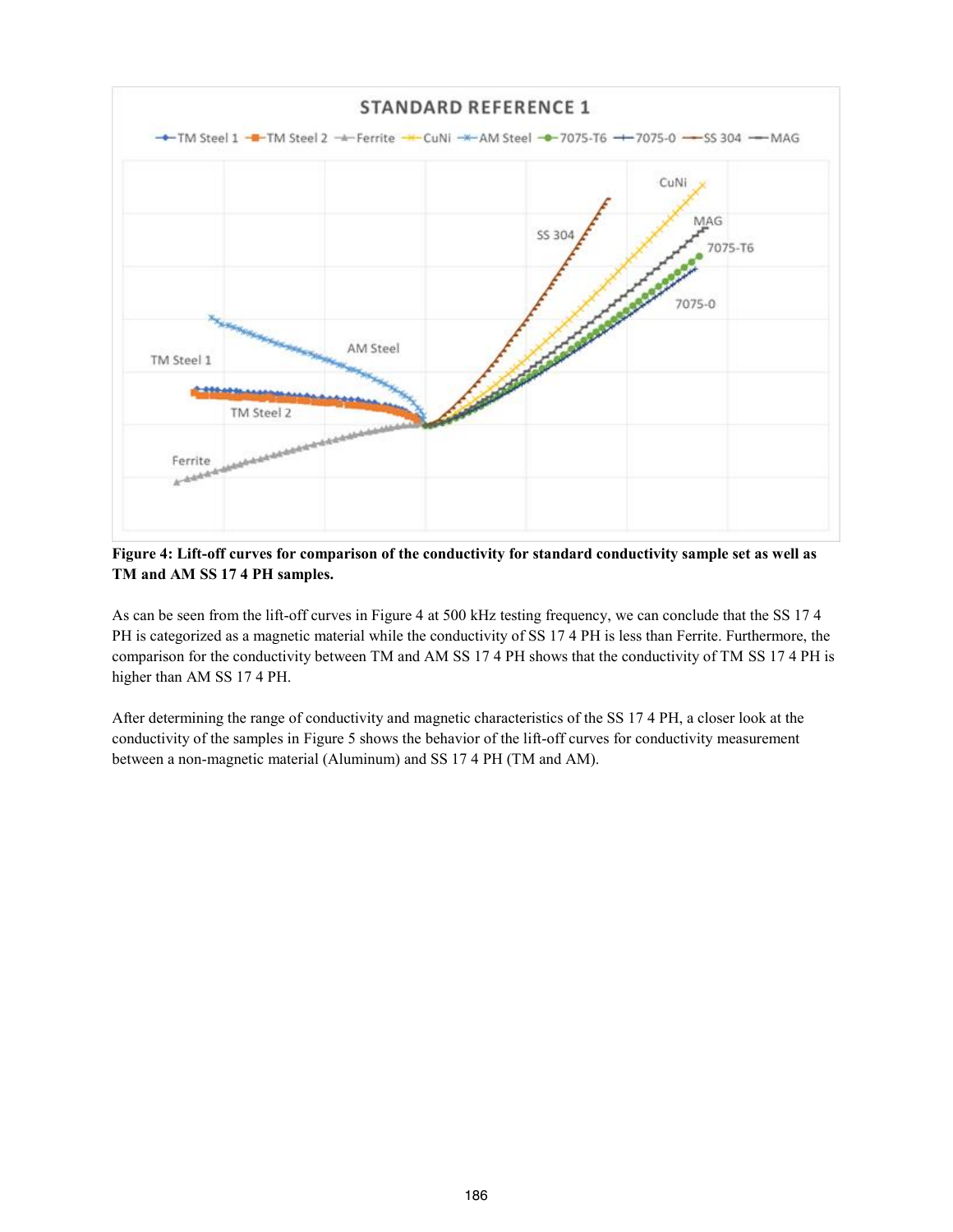**Figure 4: Lift-off curves for comparison of the conductivity for standard conductivity sample set as well as TM and AM SS 17 4 PH samples.**

As can be seen from the lift-off curves in Figure 4 at 500 kHz testing frequency, we can conclude that the SS 17 4 PH is categorized as a magnetic material while the conductivity of SS 17 4 PH is less than Ferrite. Furthermore, the comparison for the conductivity between TM and AM SS 17 4 PH shows that the conductivity of TM SS 17 4 PH is higher than AM SS 17 4 PH.

After determining the range of conductivity and magnetic characteristics of the SS 17 4 PH, a closer look at the conductivity of the samples in Figure 5 shows the behavior of the lift-off curves for conductivity measurement between a non-magnetic material (Aluminum) and SS 17 4 PH (TM and AM).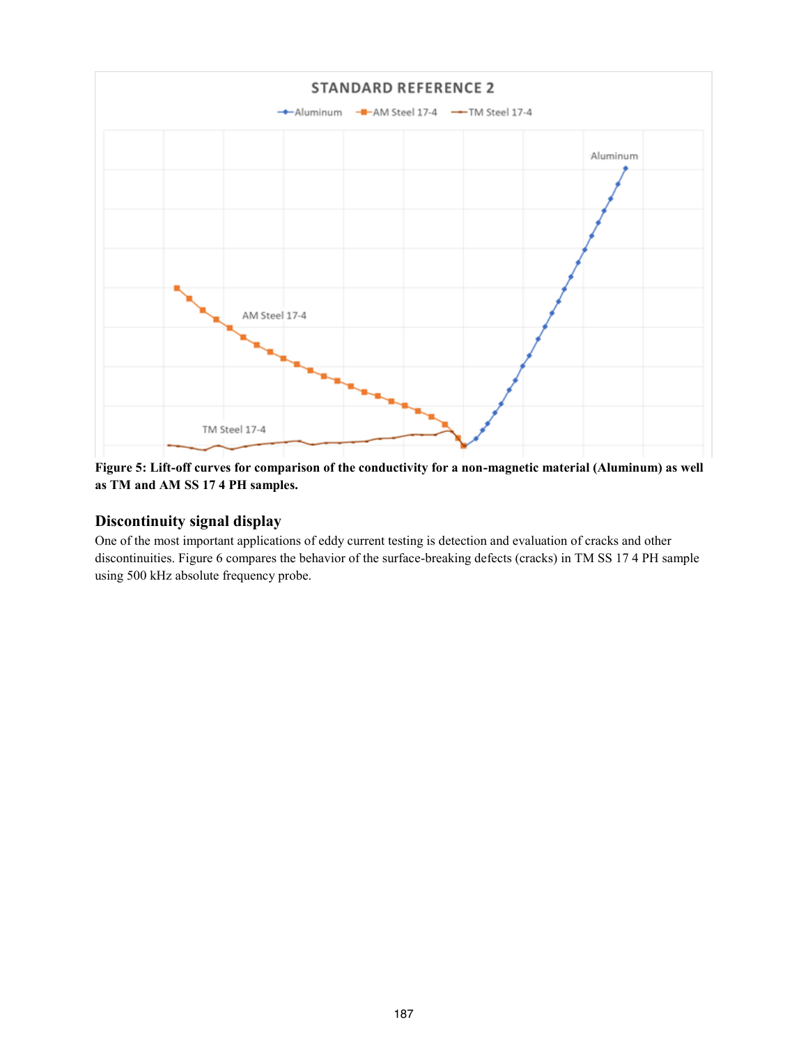Figure 5: Lift-off curves for comparison of the conductivity for a non-magnetic material (Aluminum) as well as TM and AM SS 17 4 PH samples.

## Discontinuity signal display

One of the most important applications of eddy current testing is detection and evaluation of cracks and other discontinuities. Figure 6 compares the behavior of the surface-breaking defects (cracks) in TM SS 17 4 PH sample using 500 kHz absolute frequency probe.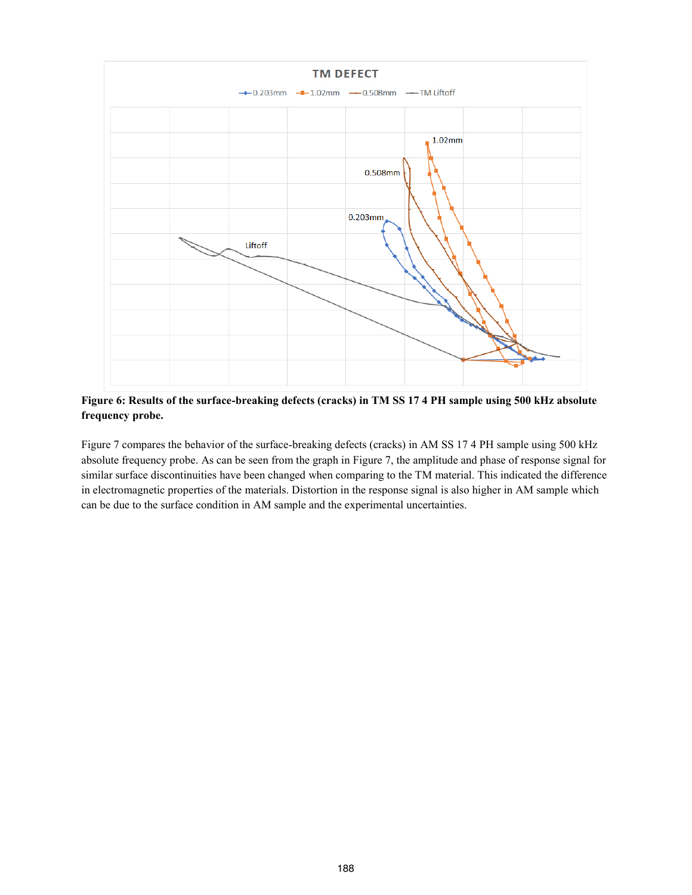**Figure 6: Results of the surface-breaking defects (cracks) in TM SS 17 4 PH sample using 500 kHz absolute frequency probe.**

Figure 7 compares the behavior of the surface-breaking defects (cracks) in AM SS 17 4 PH sample using 500 kHz absolute frequency probe. As can be seen from the graph in Figure 7, the amplitude and phase of response signal for similar surface discontinuities have been changed when comparing to the TM material. This indicated the difference in electromagnetic properties of the materials. Distortion in the response signal is also higher in AM sample which can be due to the surface condition in AM sample and the experimental uncertainties.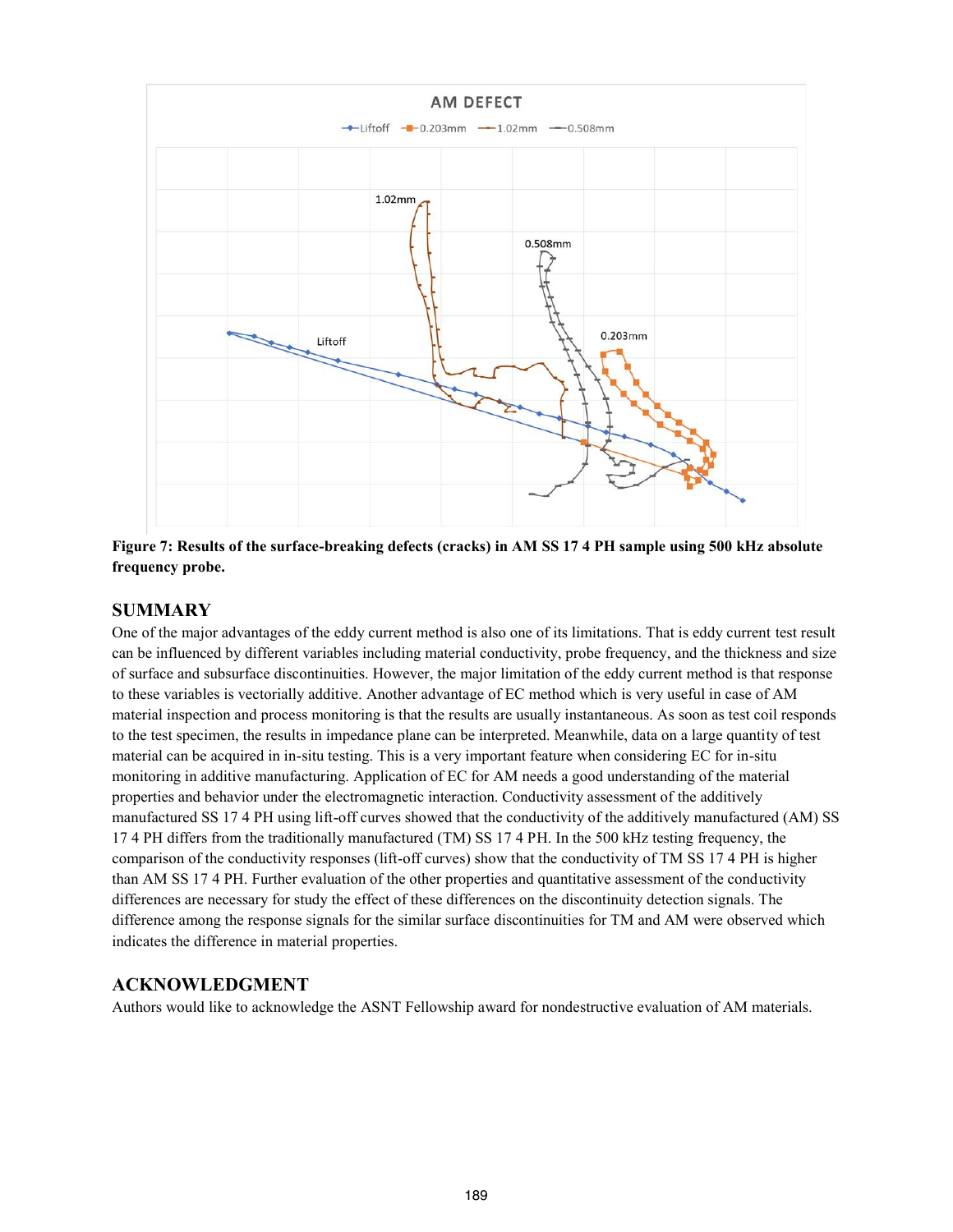**Figure 7: Results of the surface-breaking defects (cracks) in AM SS 17 4 PH sample using 500 kHz absolute frequency probe.**

## SUMMARY

One of the major advantages of the eddy current method is also one of its limitations. That is eddy current test result can be influenced by different variables including material conductivity, probe frequency, and the thickness and size of surface and subsurface discontinuities. However, the major limitation of the eddy current method is that response to these variables is vectorially additive. Another advantage of EC method which is very useful in case of AM material inspection and process monitoring is that the results are usually instantaneous. As soon as test coil responds to the test specimen, the results in impedance plane can be interpreted. Meanwhile, data on a large quantity of test material can be acquired in in-situ testing. This is a very important feature when considering EC for in-situ monitoring in additive manufacturing. Application of EC for AM needs a good understanding of the material properties and behavior under the electromagnetic interaction. Conductivity assessment of the additively manufactured SS 17 4 PH using lift-off curves showed that the conductivity of the additively manufactured (AM) SS 17 4 PH differs from the traditionally manufactured (TM) SS 17 4 PH. In the 500 kHz testing frequency, the comparison of the conductivity responses (lift-off curves) show that the conductivity of TM SS 17 4 PH is higher than AM SS 17 4 PH. Further evaluation of the other properties and quantitative assessment of the conductivity differences are necessary for study the effect of these differences on the discontinuity detection signals. The difference among the response signals for the similar surface discontinuities for TM and AM were observed which indicates the difference in material properties.

## ACKNOWLEDGMENT

Authors would like to acknowledge the ASNT Fellowship award for nondestructive evaluation of AM materials.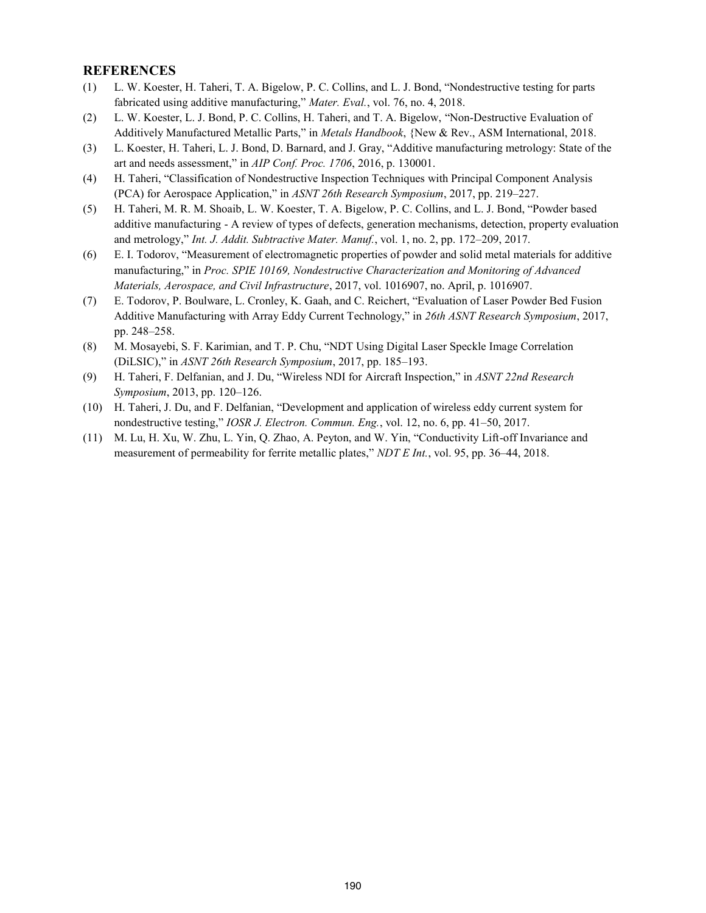## REFERENCES

(1) L. W. Koester, H. Taheri, T. A. Bigelow, P. C. Collins, and L. J. Bond, "Nondestructive testing for parts fabricated using additive manufacturing," *Mater. Eval.*, vol. 76, no. 4, 2018.

(2) L. W. Koester, L. J. Bond, P. C. Collins, H. Taheri, and T. A. Bigelow, "Non-Destructive Evaluation of Additively Manufactured Metallic Parts," in *Metals Handbook*, {New & Rev., ASM International, 2018.

(3) L. Koester, H. Taheri, L. J. Bond, D. Barnard, and J. Gray, "Additive manufacturing metrology: State of the art and needs assessment," in *AIP Conf. Proc. 1706*, 2016, p. 130001.

(4) H. Taheri, "Classification of Nondestructive Inspection Techniques with Principal Component Analysis (PCA) for Aerospace Application," in *ASNT 26th Research Symposium*, 2017, pp. 219–227.

(5) H. Taheri, M. R. M. Shoaib, L. W. Koester, T. A. Bigelow, P. C. Collins, and L. J. Bond, "Powder based additive manufacturing - A review of types of defects, generation mechanisms, detection, property evaluation and metrology," *Int. J. Addit. Subtractive Mater. Manuf.*, vol. 1, no. 2, pp. 172–209, 2017.

(6) E. I. Todorov, "Measurement of electromagnetic properties of powder and solid metal materials for additive manufacturing," in *Proc. SPIE 10169, Nondestructive Characterization and Monitoring of Advanced Materials, Aerospace, and Civil Infrastructure*, 2017, vol. 1016907, no. April, p. 1016907.

(7) E. Todorov, P. Boulware, L. Cronley, K. Gaah, and C. Reichert, "Evaluation of Laser Powder Bed Fusion Additive Manufacturing with Array Eddy Current Technology," in *26th ASNT Research Symposium*, 2017, pp. 248–258.

(8) M. Mosayebi, S. F. Karimian, and T. P. Chu, "NDT Using Digital Laser Speckle Image Correlation (DiLSIC)," in *ASNT 26th Research Symposium*, 2017, pp. 185–193.

(9) H. Taheri, F. Delfanian, and J. Du, "Wireless NDI for Aircraft Inspection," in *ASNT 22nd Research Symposium*, 2013, pp. 120–126.

(10) H. Taheri, J. Du, and F. Delfanian, "Development and application of wireless eddy current system for nondestructive testing," *IOSR J. Electron. Commun. Eng.*, vol. 12, no. 6, pp. 41–50, 2017.

(11) M. Lu, H. Xu, W. Zhu, L. Yin, Q. Zhao, A. Peyton, and W. Yin, "Conductivity Lift-off Invariance and measurement of permeability for ferrite metallic plates," *NDT E Int.*, vol. 95, pp. 36–44, 2018.